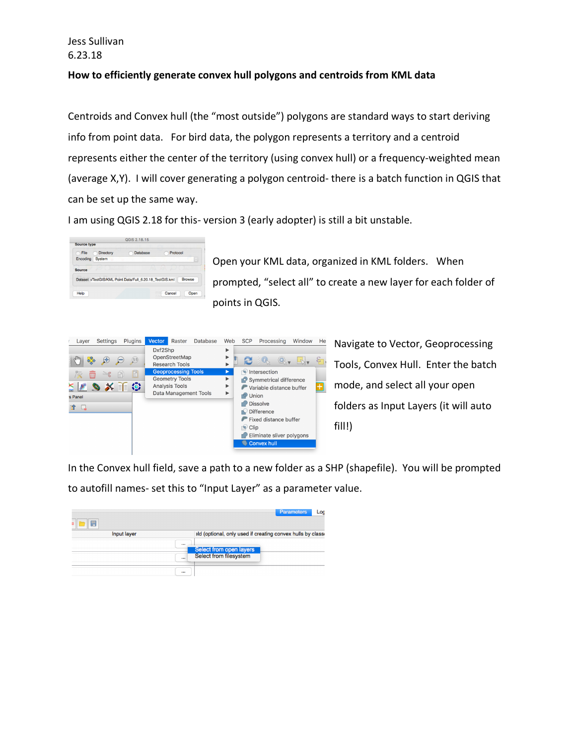Jess Sullivan
6.23.18

**How to efficiently generate convex hull polygons and centroids from KML data**

Centroids and Convex hull (the "most outside") polygons are standard ways to start deriving info from point data. For bird data, the polygon represents a territory and a centroid represents either the center of the territory (using convex hull) or a frequency-weighted mean (average X,Y). I will cover generating a polygon centroid- there is a batch function in QGIS that can be set up the same way.

I am using QGIS 2.18 for this- version 3 (early adopter) is still a bit unstable.

Open your KML data, organized in KML folders. When prompted, "select all" to create a new layer for each folder of points in QGIS.

Navigate to Vector, Geoprocessing Tools, Convex Hull. Enter the batch mode, and select all your open folders as Input Layers (it will auto fill!)

In the Convex hull field, save a path to a new folder as a SHP (shapefile). You will be prompted to autofill names- set this to "Input Layer" as a parameter value.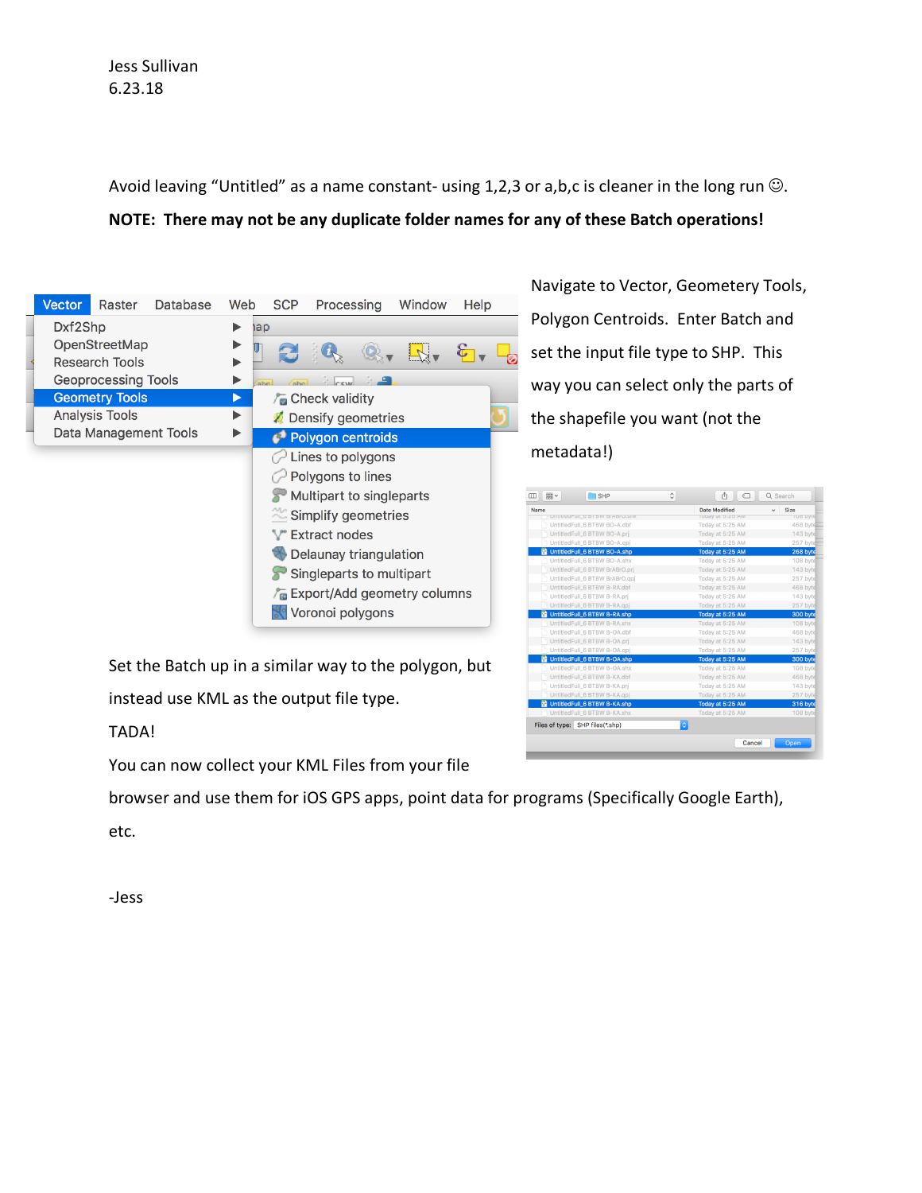Jess Sullivan
6.23.18

Avoid leaving "Untitled" as a name constant- using 1,2,3 or a,b,c is cleaner in the long run ☺.

**NOTE: There may not be any duplicate folder names for any of these Batch operations!**

Navigate to Vector, Geometery Tools, Polygon Centroids. Enter Batch and set the input file type to SHP. This way you can select only the parts of the shapefile you want (not the metadata!)

Set the Batch up in a similar way to the polygon, but instead use KML as the output file type.

TADA!

You can now collect your KML Files from your file browser and use them for iOS GPS apps, point data for programs (Specifically Google Earth), etc.

-Jess